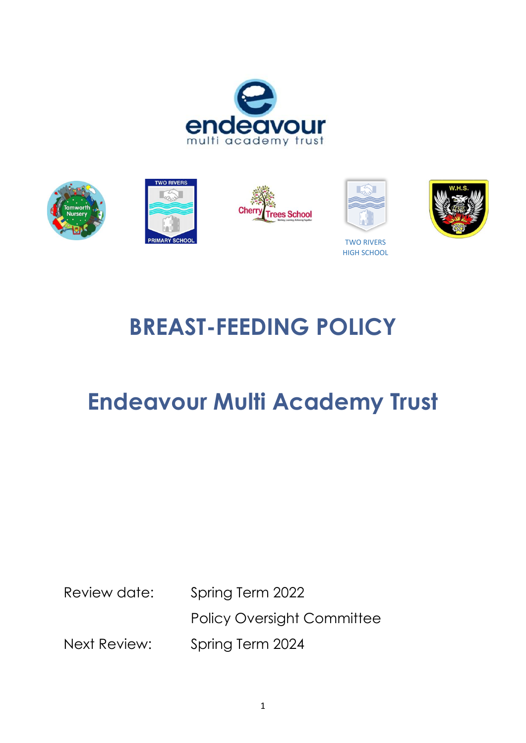# BREAST-FEEDING POLICY

# Endeavour Multi Academy Trust

| | |
|---|---|
| Review date: | Spring Term 2022 |
| | Policy Oversight Committee |
| Next Review: | Spring Term 2024 |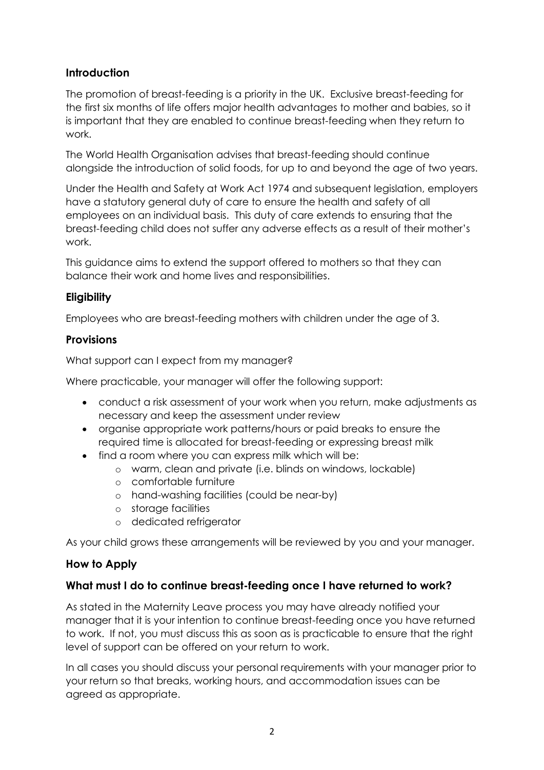## Introduction

The promotion of breast-feeding is a priority in the UK. Exclusive breast-feeding for the first six months of life offers major health advantages to mother and babies, so it is important that they are enabled to continue breast-feeding when they return to work.

The World Health Organisation advises that breast-feeding should continue alongside the introduction of solid foods, for up to and beyond the age of two years.

Under the Health and Safety at Work Act 1974 and subsequent legislation, employers have a statutory general duty of care to ensure the health and safety of all employees on an individual basis. This duty of care extends to ensuring that the breast-feeding child does not suffer any adverse effects as a result of their mother's work.

This guidance aims to extend the support offered to mothers so that they can balance their work and home lives and responsibilities.

## Eligibility

Employees who are breast-feeding mothers with children under the age of 3.

## Provisions

What support can I expect from my manager?

Where practicable, your manager will offer the following support:

- conduct a risk assessment of your work when you return, make adjustments as necessary and keep the assessment under review
- organise appropriate work patterns/hours or paid breaks to ensure the required time is allocated for breast-feeding or expressing breast milk
- find a room where you can express milk which will be:
  - warm, clean and private (i.e. blinds on windows, lockable)
  - comfortable furniture
  - hand-washing facilities (could be near-by)
  - storage facilities
  - dedicated refrigerator

As your child grows these arrangements will be reviewed by you and your manager.

## How to Apply

### What must I do to continue breast-feeding once I have returned to work?

As stated in the Maternity Leave process you may have already notified your manager that it is your intention to continue breast-feeding once you have returned to work. If not, you must discuss this as soon as is practicable to ensure that the right level of support can be offered on your return to work.

In all cases you should discuss your personal requirements with your manager prior to your return so that breaks, working hours, and accommodation issues can be agreed as appropriate.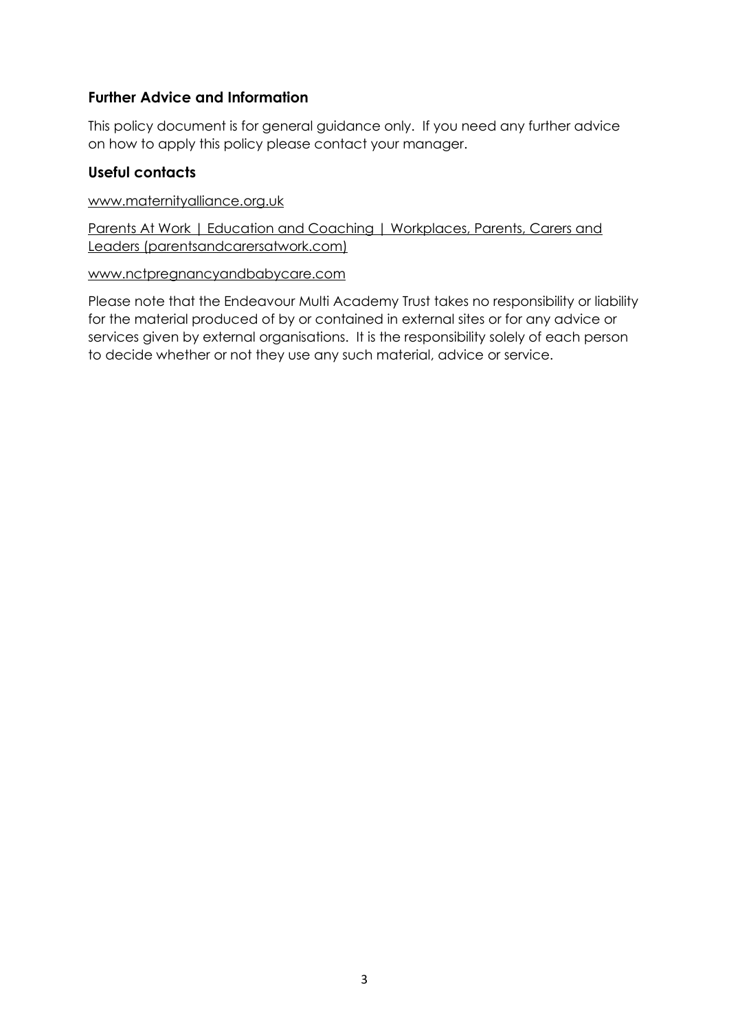## Further Advice and Information

This policy document is for general guidance only. If you need any further advice on how to apply this policy please contact your manager.

## Useful contacts

www.maternityalliance.org.uk

Parents At Work | Education and Coaching | Workplaces, Parents, Carers and Leaders (parentsandcarersatwork.com)

www.nctpregnancyandbabycare.com

Please note that the Endeavour Multi Academy Trust takes no responsibility or liability for the material produced of by or contained in external sites or for any advice or services given by external organisations. It is the responsibility solely of each person to decide whether or not they use any such material, advice or service.